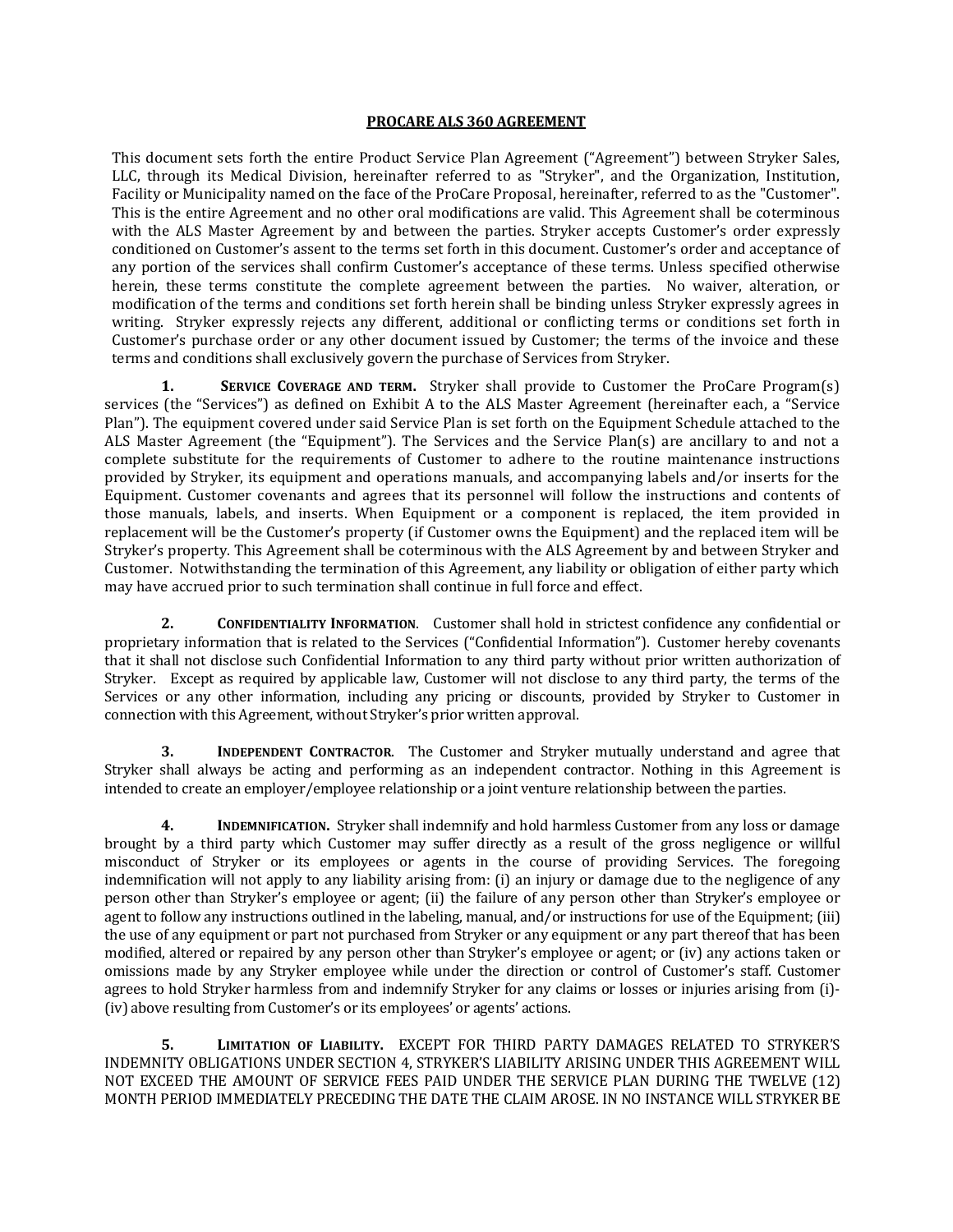## PROCARE ALS 360 AGREEMENT

This document sets forth the entire Product Service Plan Agreement ("Agreement") between Stryker Sales, LLC, through its Medical Division, hereinafter referred to as "Stryker", and the Organization, Institution, Facility or Municipality named on the face of the ProCare Proposal, hereinafter, referred to as the "Customer". This is the entire Agreement and no other oral modifications are valid. This Agreement shall be coterminous with the ALS Master Agreement by and between the parties. Stryker accepts Customer's order expressly conditioned on Customer's assent to the terms set forth in this document. Customer's order and acceptance of any portion of the services shall confirm Customer's acceptance of these terms. Unless specified otherwise herein, these terms constitute the complete agreement between the parties. No waiver, alteration, or modification of the terms and conditions set forth herein shall be binding unless Stryker expressly agrees in writing. Stryker expressly rejects any different, additional or conflicting terms or conditions set forth in Customer's purchase order or any other document issued by Customer; the terms of the invoice and these terms and conditions shall exclusively govern the purchase of Services from Stryker.

**1. SERVICE COVERAGE AND TERM.** Stryker shall provide to Customer the ProCare Program(s) services (the "Services") as defined on Exhibit A to the ALS Master Agreement (hereinafter each, a "Service Plan"). The equipment covered under said Service Plan is set forth on the Equipment Schedule attached to the ALS Master Agreement (the "Equipment"). The Services and the Service Plan(s) are ancillary to and not a complete substitute for the requirements of Customer to adhere to the routine maintenance instructions provided by Stryker, its equipment and operations manuals, and accompanying labels and/or inserts for the Equipment. Customer covenants and agrees that its personnel will follow the instructions and contents of those manuals, labels, and inserts. When Equipment or a component is replaced, the item provided in replacement will be the Customer's property (if Customer owns the Equipment) and the replaced item will be Stryker's property. This Agreement shall be coterminous with the ALS Agreement by and between Stryker and Customer. Notwithstanding the termination of this Agreement, any liability or obligation of either party which may have accrued prior to such termination shall continue in full force and effect.

**2. CONFIDENTIALITY INFORMATION.** Customer shall hold in strictest confidence any confidential or proprietary information that is related to the Services ("Confidential Information"). Customer hereby covenants that it shall not disclose such Confidential Information to any third party without prior written authorization of Stryker. Except as required by applicable law, Customer will not disclose to any third party, the terms of the Services or any other information, including any pricing or discounts, provided by Stryker to Customer in connection with this Agreement, without Stryker's prior written approval.

**3. INDEPENDENT CONTRACTOR.** The Customer and Stryker mutually understand and agree that Stryker shall always be acting and performing as an independent contractor. Nothing in this Agreement is intended to create an employer/employee relationship or a joint venture relationship between the parties.

**4. INDEMNIFICATION.** Stryker shall indemnify and hold harmless Customer from any loss or damage brought by a third party which Customer may suffer directly as a result of the gross negligence or willful misconduct of Stryker or its employees or agents in the course of providing Services. The foregoing indemnification will not apply to any liability arising from: (i) an injury or damage due to the negligence of any person other than Stryker's employee or agent; (ii) the failure of any person other than Stryker's employee or agent to follow any instructions outlined in the labeling, manual, and/or instructions for use of the Equipment; (iii) the use of any equipment or part not purchased from Stryker or any equipment or any part thereof that has been modified, altered or repaired by any person other than Stryker's employee or agent; or (iv) any actions taken or omissions made by any Stryker employee while under the direction or control of Customer's staff. Customer agrees to hold Stryker harmless from and indemnify Stryker for any claims or losses or injuries arising from (i)-(iv) above resulting from Customer's or its employees' or agents' actions.

**5. LIMITATION OF LIABILITY.** EXCEPT FOR THIRD PARTY DAMAGES RELATED TO STRYKER'S INDEMNITY OBLIGATIONS UNDER SECTION 4, STRYKER'S LIABILITY ARISING UNDER THIS AGREEMENT WILL NOT EXCEED THE AMOUNT OF SERVICE FEES PAID UNDER THE SERVICE PLAN DURING THE TWELVE (12) MONTH PERIOD IMMEDIATELY PRECEDING THE DATE THE CLAIM AROSE. IN NO INSTANCE WILL STRYKER BE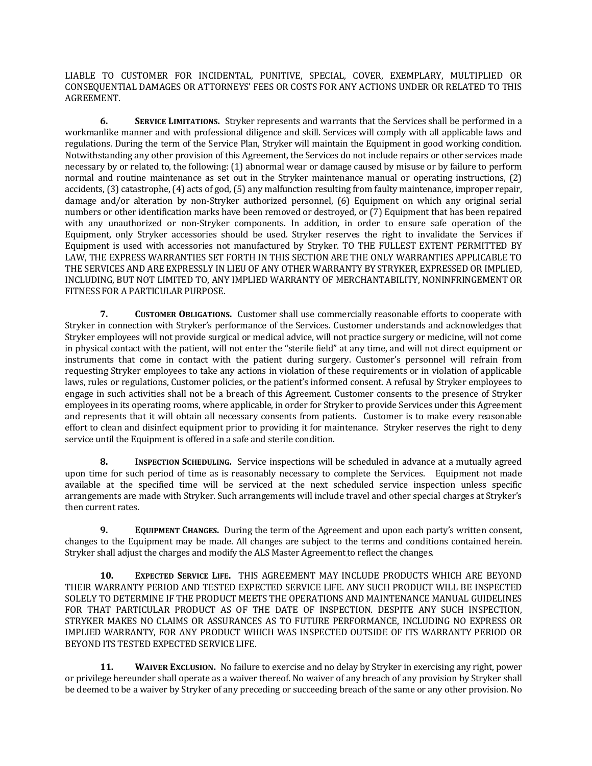LIABLE TO CUSTOMER FOR INCIDENTAL, PUNITIVE, SPECIAL, COVER, EXEMPLARY, MULTIPLIED OR CONSEQUENTIAL DAMAGES OR ATTORNEYS' FEES OR COSTS FOR ANY ACTIONS UNDER OR RELATED TO THIS AGREEMENT.

**6. SERVICE LIMITATIONS.** Stryker represents and warrants that the Services shall be performed in a workmanlike manner and with professional diligence and skill. Services will comply with all applicable laws and regulations. During the term of the Service Plan, Stryker will maintain the Equipment in good working condition. Notwithstanding any other provision of this Agreement, the Services do not include repairs or other services made necessary by or related to, the following: (1) abnormal wear or damage caused by misuse or by failure to perform normal and routine maintenance as set out in the Stryker maintenance manual or operating instructions, (2) accidents, (3) catastrophe, (4) acts of god, (5) any malfunction resulting from faulty maintenance, improper repair, damage and/or alteration by non-Stryker authorized personnel, (6) Equipment on which any original serial numbers or other identification marks have been removed or destroyed, or (7) Equipment that has been repaired with any unauthorized or non-Stryker components. In addition, in order to ensure safe operation of the Equipment, only Stryker accessories should be used. Stryker reserves the right to invalidate the Services if Equipment is used with accessories not manufactured by Stryker. TO THE FULLEST EXTENT PERMITTED BY LAW, THE EXPRESS WARRANTIES SET FORTH IN THIS SECTION ARE THE ONLY WARRANTIES APPLICABLE TO THE SERVICES AND ARE EXPRESSLY IN LIEU OF ANY OTHER WARRANTY BY STRYKER, EXPRESSED OR IMPLIED, INCLUDING, BUT NOT LIMITED TO, ANY IMPLIED WARRANTY OF MERCHANTABILITY, NONINFRINGEMENT OR FITNESS FOR A PARTICULAR PURPOSE.

**7. CUSTOMER OBLIGATIONS.** Customer shall use commercially reasonable efforts to cooperate with Stryker in connection with Stryker's performance of the Services. Customer understands and acknowledges that Stryker employees will not provide surgical or medical advice, will not practice surgery or medicine, will not come in physical contact with the patient, will not enter the "sterile field" at any time, and will not direct equipment or instruments that come in contact with the patient during surgery. Customer's personnel will refrain from requesting Stryker employees to take any actions in violation of these requirements or in violation of applicable laws, rules or regulations, Customer policies, or the patient's informed consent. A refusal by Stryker employees to engage in such activities shall not be a breach of this Agreement. Customer consents to the presence of Stryker employees in its operating rooms, where applicable, in order for Stryker to provide Services under this Agreement and represents that it will obtain all necessary consents from patients. Customer is to make every reasonable effort to clean and disinfect equipment prior to providing it for maintenance. Stryker reserves the right to deny service until the Equipment is offered in a safe and sterile condition.

**8. INSPECTION SCHEDULING.** Service inspections will be scheduled in advance at a mutually agreed upon time for such period of time as is reasonably necessary to complete the Services. Equipment not made available at the specified time will be serviced at the next scheduled service inspection unless specific arrangements are made with Stryker. Such arrangements will include travel and other special charges at Stryker's then current rates.

**9. EQUIPMENT CHANGES.** During the term of the Agreement and upon each party's written consent, changes to the Equipment may be made. All changes are subject to the terms and conditions contained herein. Stryker shall adjust the charges and modify the ALS Master Agreement to reflect the changes.

**10. EXPECTED SERVICE LIFE.** THIS AGREEMENT MAY INCLUDE PRODUCTS WHICH ARE BEYOND THEIR WARRANTY PERIOD AND TESTED EXPECTED SERVICE LIFE. ANY SUCH PRODUCT WILL BE INSPECTED SOLELY TO DETERMINE IF THE PRODUCT MEETS THE OPERATIONS AND MAINTENANCE MANUAL GUIDELINES FOR THAT PARTICULAR PRODUCT AS OF THE DATE OF INSPECTION. DESPITE ANY SUCH INSPECTION, STRYKER MAKES NO CLAIMS OR ASSURANCES AS TO FUTURE PERFORMANCE, INCLUDING NO EXPRESS OR IMPLIED WARRANTY, FOR ANY PRODUCT WHICH WAS INSPECTED OUTSIDE OF ITS WARRANTY PERIOD OR BEYOND ITS TESTED EXPECTED SERVICE LIFE.

**11. WAIVER EXCLUSION.** No failure to exercise and no delay by Stryker in exercising any right, power or privilege hereunder shall operate as a waiver thereof. No waiver of any breach of any provision by Stryker shall be deemed to be a waiver by Stryker of any preceding or succeeding breach of the same or any other provision. No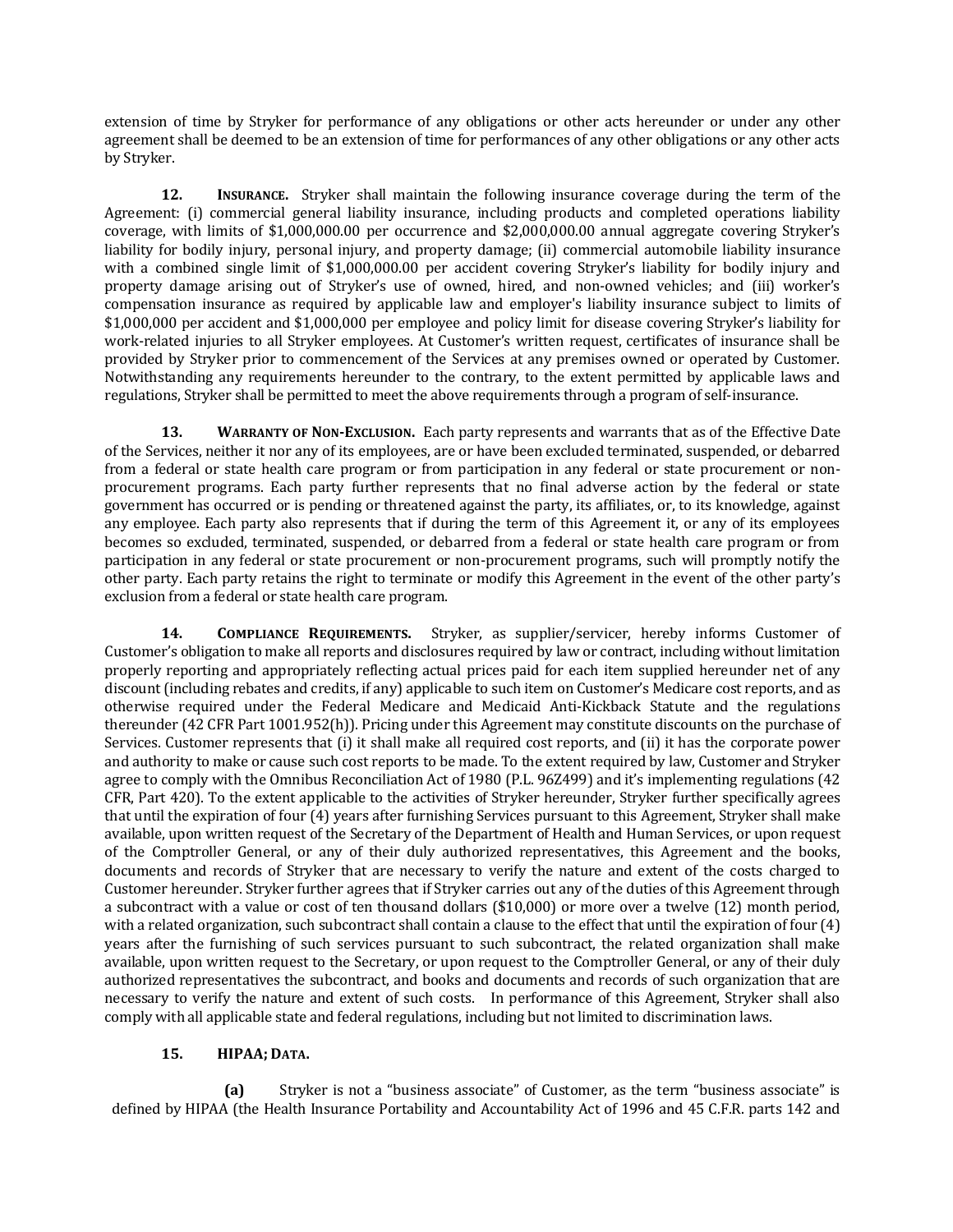extension of time by Stryker for performance of any obligations or other acts hereunder or under any other agreement shall be deemed to be an extension of time for performances of any other obligations or any other acts by Stryker.

**12. INSURANCE.** Stryker shall maintain the following insurance coverage during the term of the Agreement: (i) commercial general liability insurance, including products and completed operations liability coverage, with limits of $1,000,000.00 per occurrence and $2,000,000.00 annual aggregate covering Stryker's liability for bodily injury, personal injury, and property damage; (ii) commercial automobile liability insurance with a combined single limit of $1,000,000.00 per accident covering Stryker's liability for bodily injury and property damage arising out of Stryker's use of owned, hired, and non-owned vehicles; and (iii) worker's compensation insurance as required by applicable law and employer's liability insurance subject to limits of $1,000,000 per accident and $1,000,000 per employee and policy limit for disease covering Stryker's liability for work-related injuries to all Stryker employees. At Customer's written request, certificates of insurance shall be provided by Stryker prior to commencement of the Services at any premises owned or operated by Customer. Notwithstanding any requirements hereunder to the contrary, to the extent permitted by applicable laws and regulations, Stryker shall be permitted to meet the above requirements through a program of self-insurance.

**13. WARRANTY OF NON-EXCLUSION.** Each party represents and warrants that as of the Effective Date of the Services, neither it nor any of its employees, are or have been excluded terminated, suspended, or debarred from a federal or state health care program or from participation in any federal or state procurement or non-procurement programs. Each party further represents that no final adverse action by the federal or state government has occurred or is pending or threatened against the party, its affiliates, or, to its knowledge, against any employee. Each party also represents that if during the term of this Agreement it, or any of its employees becomes so excluded, terminated, suspended, or debarred from a federal or state health care program or from participation in any federal or state procurement or non-procurement programs, such will promptly notify the other party. Each party retains the right to terminate or modify this Agreement in the event of the other party's exclusion from a federal or state health care program.

**14. COMPLIANCE REQUIREMENTS.** Stryker, as supplier/servicer, hereby informs Customer of Customer's obligation to make all reports and disclosures required by law or contract, including without limitation properly reporting and appropriately reflecting actual prices paid for each item supplied hereunder net of any discount (including rebates and credits, if any) applicable to such item on Customer's Medicare cost reports, and as otherwise required under the Federal Medicare and Medicaid Anti-Kickback Statute and the regulations thereunder (42 CFR Part 1001.952(h)). Pricing under this Agreement may constitute discounts on the purchase of Services. Customer represents that (i) it shall make all required cost reports, and (ii) it has the corporate power and authority to make or cause such cost reports to be made. To the extent required by law, Customer and Stryker agree to comply with the Omnibus Reconciliation Act of 1980 (P.L. 96Z499) and it's implementing regulations (42 CFR, Part 420). To the extent applicable to the activities of Stryker hereunder, Stryker further specifically agrees that until the expiration of four (4) years after furnishing Services pursuant to this Agreement, Stryker shall make available, upon written request of the Secretary of the Department of Health and Human Services, or upon request of the Comptroller General, or any of their duly authorized representatives, this Agreement and the books, documents and records of Stryker that are necessary to verify the nature and extent of the costs charged to Customer hereunder. Stryker further agrees that if Stryker carries out any of the duties of this Agreement through a subcontract with a value or cost of ten thousand dollars ($10,000) or more over a twelve (12) month period, with a related organization, such subcontract shall contain a clause to the effect that until the expiration of four (4) years after the furnishing of such services pursuant to such subcontract, the related organization shall make available, upon written request to the Secretary, or upon request to the Comptroller General, or any of their duly authorized representatives the subcontract, and books and documents and records of such organization that are necessary to verify the nature and extent of such costs. In performance of this Agreement, Stryker shall also comply with all applicable state and federal regulations, including but not limited to discrimination laws.

**15. HIPAA; DATA.**

**(a)** Stryker is not a "business associate" of Customer, as the term "business associate" is defined by HIPAA (the Health Insurance Portability and Accountability Act of 1996 and 45 C.F.R. parts 142 and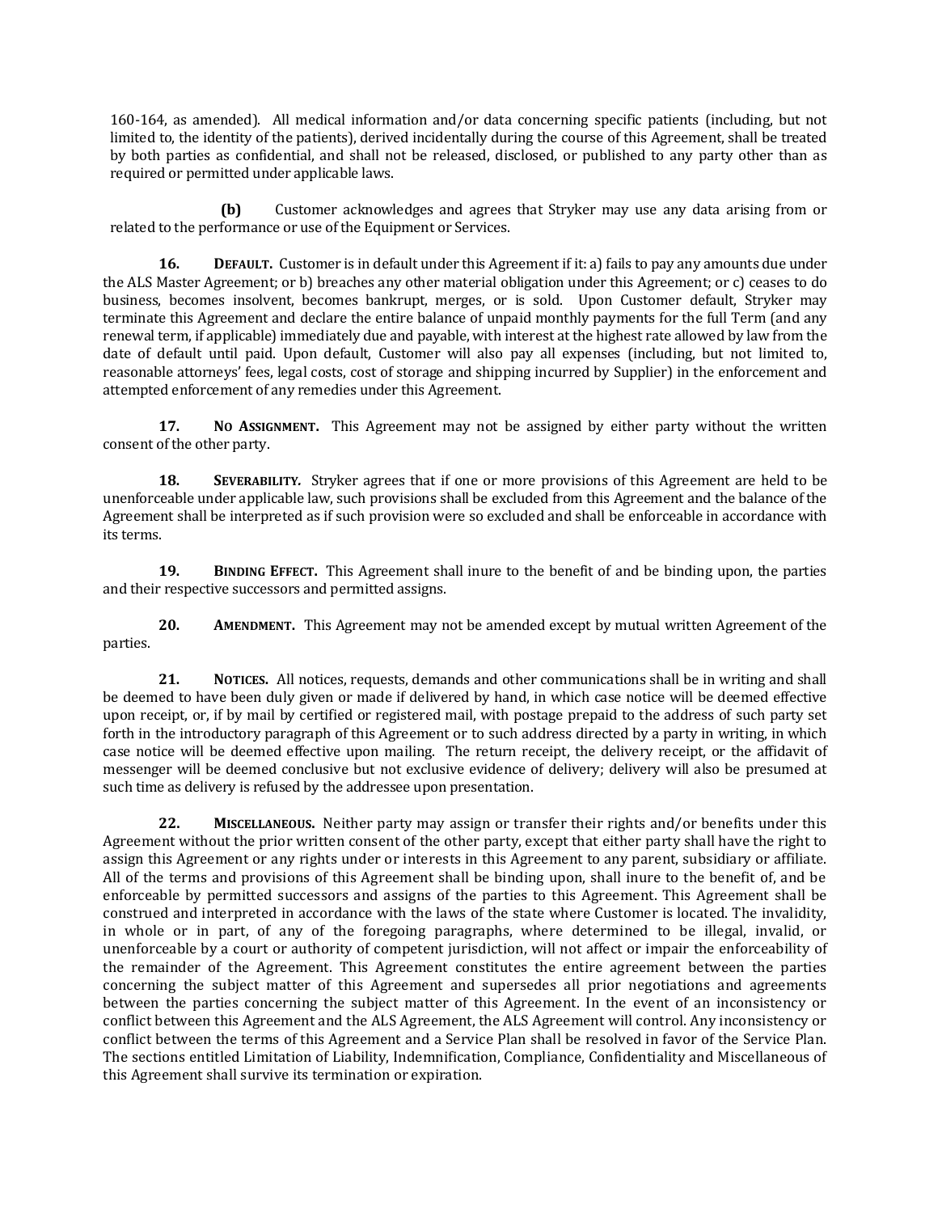160-164, as amended). All medical information and/or data concerning specific patients (including, but not limited to, the identity of the patients), derived incidentally during the course of this Agreement, shall be treated by both parties as confidential, and shall not be released, disclosed, or published to any party other than as required or permitted under applicable laws.

**(b)** Customer acknowledges and agrees that Stryker may use any data arising from or related to the performance or use of the Equipment or Services.

**16. DEFAULT.** Customer is in default under this Agreement if it: a) fails to pay any amounts due under the ALS Master Agreement; or b) breaches any other material obligation under this Agreement; or c) ceases to do business, becomes insolvent, becomes bankrupt, merges, or is sold. Upon Customer default, Stryker may terminate this Agreement and declare the entire balance of unpaid monthly payments for the full Term (and any renewal term, if applicable) immediately due and payable, with interest at the highest rate allowed by law from the date of default until paid. Upon default, Customer will also pay all expenses (including, but not limited to, reasonable attorneys' fees, legal costs, cost of storage and shipping incurred by Supplier) in the enforcement and attempted enforcement of any remedies under this Agreement.

**17. NO ASSIGNMENT.** This Agreement may not be assigned by either party without the written consent of the other party.

**18. SEVERABILITY.** Stryker agrees that if one or more provisions of this Agreement are held to be unenforceable under applicable law, such provisions shall be excluded from this Agreement and the balance of the Agreement shall be interpreted as if such provision were so excluded and shall be enforceable in accordance with its terms.

**19. BINDING EFFECT.** This Agreement shall inure to the benefit of and be binding upon, the parties and their respective successors and permitted assigns.

**20. AMENDMENT.** This Agreement may not be amended except by mutual written Agreement of the parties.

**21. NOTICES.** All notices, requests, demands and other communications shall be in writing and shall be deemed to have been duly given or made if delivered by hand, in which case notice will be deemed effective upon receipt, or, if by mail by certified or registered mail, with postage prepaid to the address of such party set forth in the introductory paragraph of this Agreement or to such address directed by a party in writing, in which case notice will be deemed effective upon mailing. The return receipt, the delivery receipt, or the affidavit of messenger will be deemed conclusive but not exclusive evidence of delivery; delivery will also be presumed at such time as delivery is refused by the addressee upon presentation.

**22. MISCELLANEOUS.** Neither party may assign or transfer their rights and/or benefits under this Agreement without the prior written consent of the other party, except that either party shall have the right to assign this Agreement or any rights under or interests in this Agreement to any parent, subsidiary or affiliate. All of the terms and provisions of this Agreement shall be binding upon, shall inure to the benefit of, and be enforceable by permitted successors and assigns of the parties to this Agreement. This Agreement shall be construed and interpreted in accordance with the laws of the state where Customer is located. The invalidity, in whole or in part, of any of the foregoing paragraphs, where determined to be illegal, invalid, or unenforceable by a court or authority of competent jurisdiction, will not affect or impair the enforceability of the remainder of the Agreement. This Agreement constitutes the entire agreement between the parties concerning the subject matter of this Agreement and supersedes all prior negotiations and agreements between the parties concerning the subject matter of this Agreement. In the event of an inconsistency or conflict between this Agreement and the ALS Agreement, the ALS Agreement will control. Any inconsistency or conflict between the terms of this Agreement and a Service Plan shall be resolved in favor of the Service Plan. The sections entitled Limitation of Liability, Indemnification, Compliance, Confidentiality and Miscellaneous of this Agreement shall survive its termination or expiration.